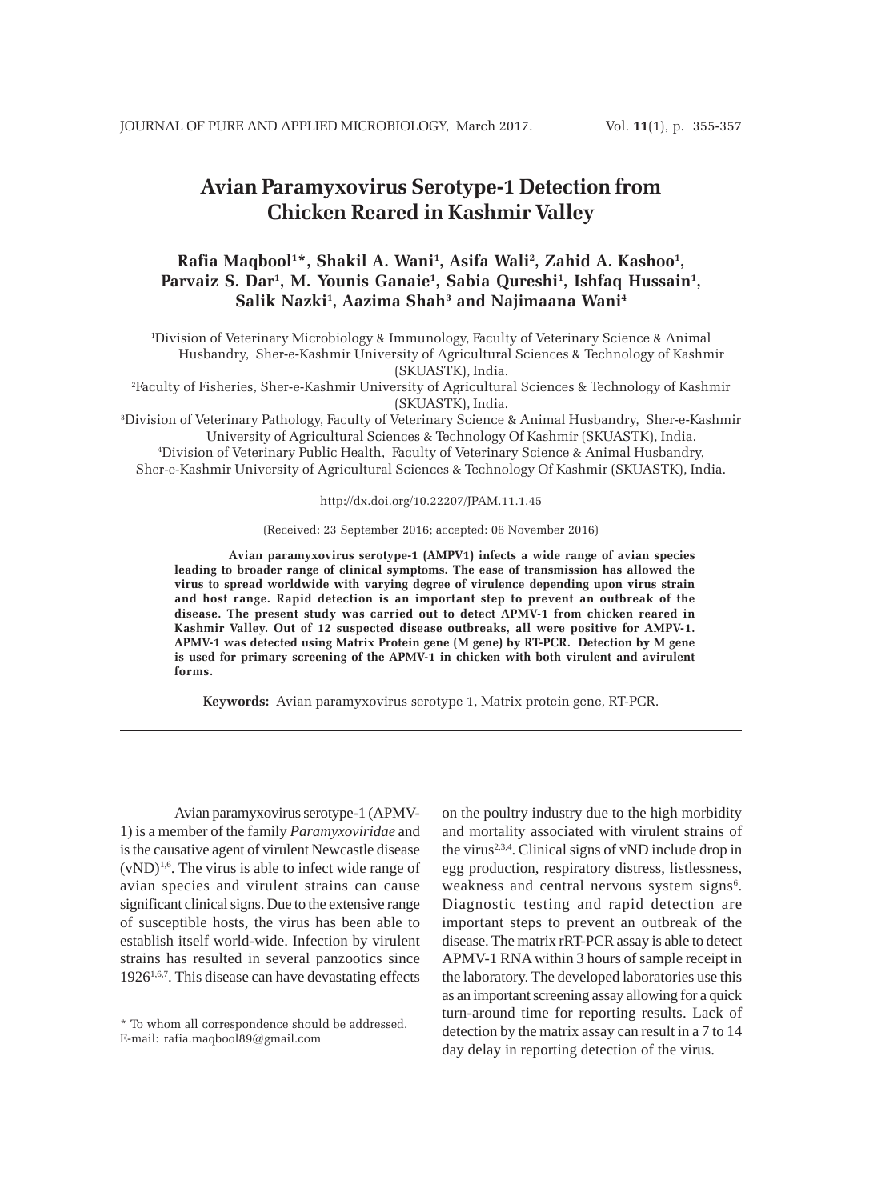# Avian Paramyxovirus Serotype-1 Detection from Chicken Reared in Kashmir Valley

**Rafia Maqbool[1]\*, Shakil A. Wani[1], Asifa Wali[2], Zahid A. Kashoo[1], Parvaiz S. Dar[1], M. Younis Ganaie[1], Sabia Qureshi[1], Ishfaq Hussain[1], Salik Nazki[1], Aazima Shah[3] and Najimaana Wani[4]**

[1]Division of Veterinary Microbiology & Immunology, Faculty of Veterinary Science & Animal Husbandry, Sher-e-Kashmir University of Agricultural Sciences & Technology of Kashmir (SKUASTK), India.

[2]Faculty of Fisheries, Sher-e-Kashmir University of Agricultural Sciences & Technology of Kashmir (SKUASTK), India.

[3]Division of Veterinary Pathology, Faculty of Veterinary Science & Animal Husbandry, Sher-e-Kashmir University of Agricultural Sciences & Technology Of Kashmir (SKUASTK), India.

[4]Division of Veterinary Public Health, Faculty of Veterinary Science & Animal Husbandry, Sher-e-Kashmir University of Agricultural Sciences & Technology Of Kashmir (SKUASTK), India.

http://dx.doi.org/10.22207/JPAM.11.1.45

(Received: 23 September 2016; accepted: 06 November 2016)

**Avian paramyxovirus serotype-1 (AMPV1) infects a wide range of avian species leading to broader range of clinical symptoms. The ease of transmission has allowed the virus to spread worldwide with varying degree of virulence depending upon virus strain and host range. Rapid detection is an important step to prevent an outbreak of the disease. The present study was carried out to detect APMV-1 from chicken reared in Kashmir Valley. Out of 12 suspected disease outbreaks, all were positive for AMPV-1. APMV-1 was detected using Matrix Protein gene (M gene) by RT-PCR. Detection by M gene is used for primary screening of the APMV-1 in chicken with both virulent and avirulent forms.**

**Keywords:** Avian paramyxovirus serotype 1, Matrix protein gene, RT-PCR.

---

Avian paramyxovirus serotype-1 (APMV-1) is a member of the family *Paramyxoviridae* and is the causative agent of virulent Newcastle disease (vND)[1,6]. The virus is able to infect wide range of avian species and virulent strains can cause significant clinical signs. Due to the extensive range of susceptible hosts, the virus has been able to establish itself world-wide. Infection by virulent strains has resulted in several panzootics since 1926[1,6,7]. This disease can have devastating effects on the poultry industry due to the high morbidity and mortality associated with virulent strains of the virus[2,3,4]. Clinical signs of vND include drop in egg production, respiratory distress, listlessness, weakness and central nervous system signs[6]. Diagnostic testing and rapid detection are important steps to prevent an outbreak of the disease. The matrix rRT-PCR assay is able to detect APMV-1 RNA within 3 hours of sample receipt in the laboratory. The developed laboratories use this as an important screening assay allowing for a quick turn-around time for reporting results. Lack of detection by the matrix assay can result in a 7 to 14 day delay in reporting detection of the virus.

\* To whom all correspondence should be addressed.
E-mail: rafia.maqbool89@gmail.com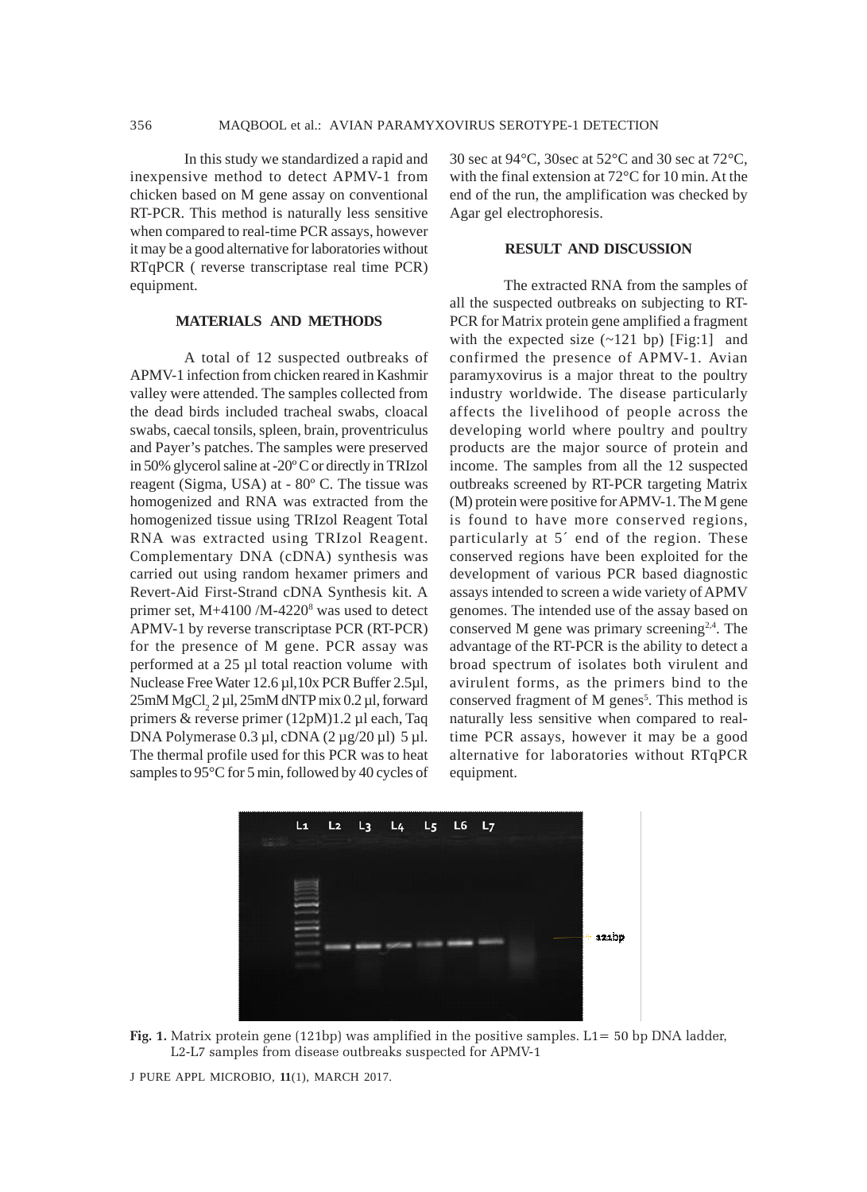In this study we standardized a rapid and inexpensive method to detect APMV-1 from chicken based on M gene assay on conventional RT-PCR. This method is naturally less sensitive when compared to real-time PCR assays, however it may be a good alternative for laboratories without RTqPCR ( reverse transcriptase real time PCR) equipment.

## MATERIALS AND METHODS

A total of 12 suspected outbreaks of APMV-1 infection from chicken reared in Kashmir valley were attended. The samples collected from the dead birds included tracheal swabs, cloacal swabs, caecal tonsils, spleen, brain, proventriculus and Payer's patches. The samples were preserved in 50% glycerol saline at -20º C or directly in TRIzol reagent (Sigma, USA) at - 80º C. The tissue was homogenized and RNA was extracted from the homogenized tissue using TRIzol Reagent Total RNA was extracted using TRIzol Reagent. Complementary DNA (cDNA) synthesis was carried out using random hexamer primers and Revert-Aid First-Strand cDNA Synthesis kit. A primer set, M+4100 /M-4220[8] was used to detect APMV-1 by reverse transcriptase PCR (RT-PCR) for the presence of M gene. PCR assay was performed at a 25 µl total reaction volume with Nuclease Free Water 12.6 µl,10x PCR Buffer 2.5µl, 25mM $MgCl_2$ 2 µl, 25mM dNTP mix 0.2 µl, forward primers & reverse primer (12pM)1.2 µl each, Taq DNA Polymerase 0.3 µl, cDNA (2 µg/20 µl) 5 µl. The thermal profile used for this PCR was to heat samples to 95°C for 5 min, followed by 40 cycles of 30 sec at 94°C, 30sec at 52°C and 30 sec at 72°C, with the final extension at 72°C for 10 min. At the end of the run, the amplification was checked by Agar gel electrophoresis.

## RESULT AND DISCUSSION

The extracted RNA from the samples of all the suspected outbreaks on subjecting to RT-PCR for Matrix protein gene amplified a fragment with the expected size (~121 bp) [Fig:1] and confirmed the presence of APMV-1. Avian paramyxovirus is a major threat to the poultry industry worldwide. The disease particularly affects the livelihood of people across the developing world where poultry and poultry products are the major source of protein and income. The samples from all the 12 suspected outbreaks screened by RT-PCR targeting Matrix (M) protein were positive for APMV-1. The M gene is found to have more conserved regions, particularly at 5´ end of the region. These conserved regions have been exploited for the development of various PCR based diagnostic assays intended to screen a wide variety of APMV genomes. The intended use of the assay based on conserved M gene was primary screening[2,4]. The advantage of the RT-PCR is the ability to detect a broad spectrum of isolates both virulent and avirulent forms, as the primers bind to the conserved fragment of M genes[5]. This method is naturally less sensitive when compared to real-time PCR assays, however it may be a good alternative for laboratories without RTqPCR equipment.

**Fig. 1.** Matrix protein gene (121bp) was amplified in the positive samples. L1= 50 bp DNA ladder, L2-L7 samples from disease outbreaks suspected for APMV-1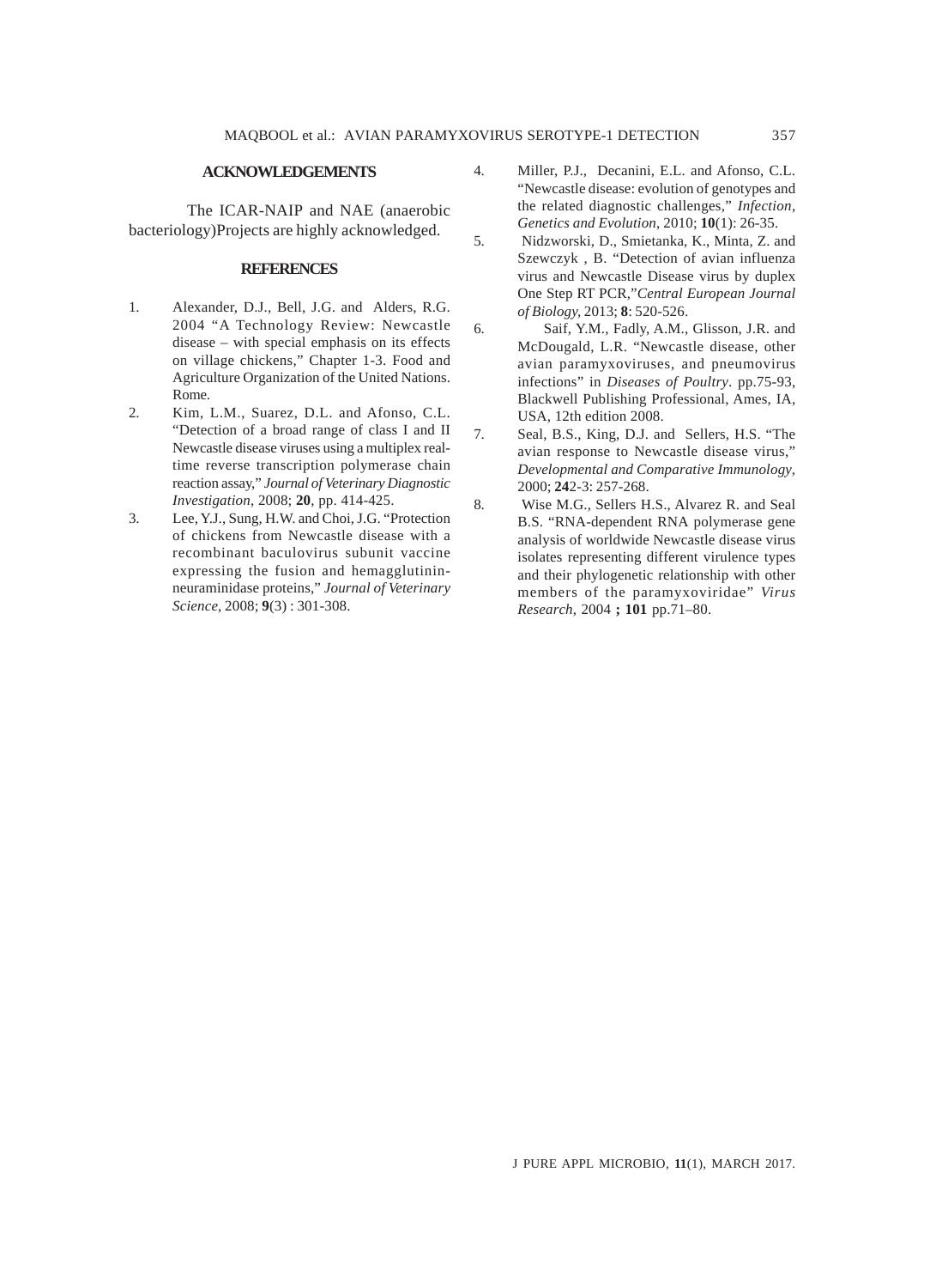## ACKNOWLEDGEMENTS

The ICAR-NAIP and NAE (anaerobic bacteriology)Projects are highly acknowledged.

## REFERENCES

1. Alexander, D.J., Bell, J.G. and Alders, R.G. 2004 "A Technology Review: Newcastle disease – with special emphasis on its effects on village chickens," Chapter 1-3. Food and Agriculture Organization of the United Nations. Rome.
2. Kim, L.M., Suarez, D.L. and Afonso, C.L. "Detection of a broad range of class I and II Newcastle disease viruses using a multiplex real-time reverse transcription polymerase chain reaction assay," *Journal of Veterinary Diagnostic Investigation*, 2008; **20**, pp. 414-425.
3. Lee, Y.J., Sung, H.W. and Choi, J.G. "Protection of chickens from Newcastle disease with a recombinant baculovirus subunit vaccine expressing the fusion and hemagglutinin-neuraminidase proteins," *Journal of Veterinary Science*, 2008; **9**(3) : 301-308.
4. Miller, P.J., Decanini, E.L. and Afonso, C.L. "Newcastle disease: evolution of genotypes and the related diagnostic challenges," *Infection, Genetics and Evolution*, 2010; **10**(1): 26-35.
5. Nidzworski, D., Smietanka, K., Minta, Z. and Szewczyk , B. "Detection of avian influenza virus and Newcastle Disease virus by duplex One Step RT PCR,"*Central European Journal of Biology*, 2013; **8**: 520-526.
6. Saif, Y.M., Fadly, A.M., Glisson, J.R. and McDougald, L.R. "Newcastle disease, other avian paramyxoviruses, and pneumovirus infections" in *Diseases of Poultry*. pp.75-93, Blackwell Publishing Professional, Ames, IA, USA, 12th edition 2008.
7. Seal, B.S., King, D.J. and Sellers, H.S. "The avian response to Newcastle disease virus," *Developmental and Comparative Immunology*, 2000; **24**2-3: 257-268.
8. Wise M.G., Sellers H.S., Alvarez R. and Seal B.S. "RNA-dependent RNA polymerase gene analysis of worldwide Newcastle disease virus isolates representing different virulence types and their phylogenetic relationship with other members of the paramyxoviridae" *Virus Research*, 2004 **; 101** pp.71–80.